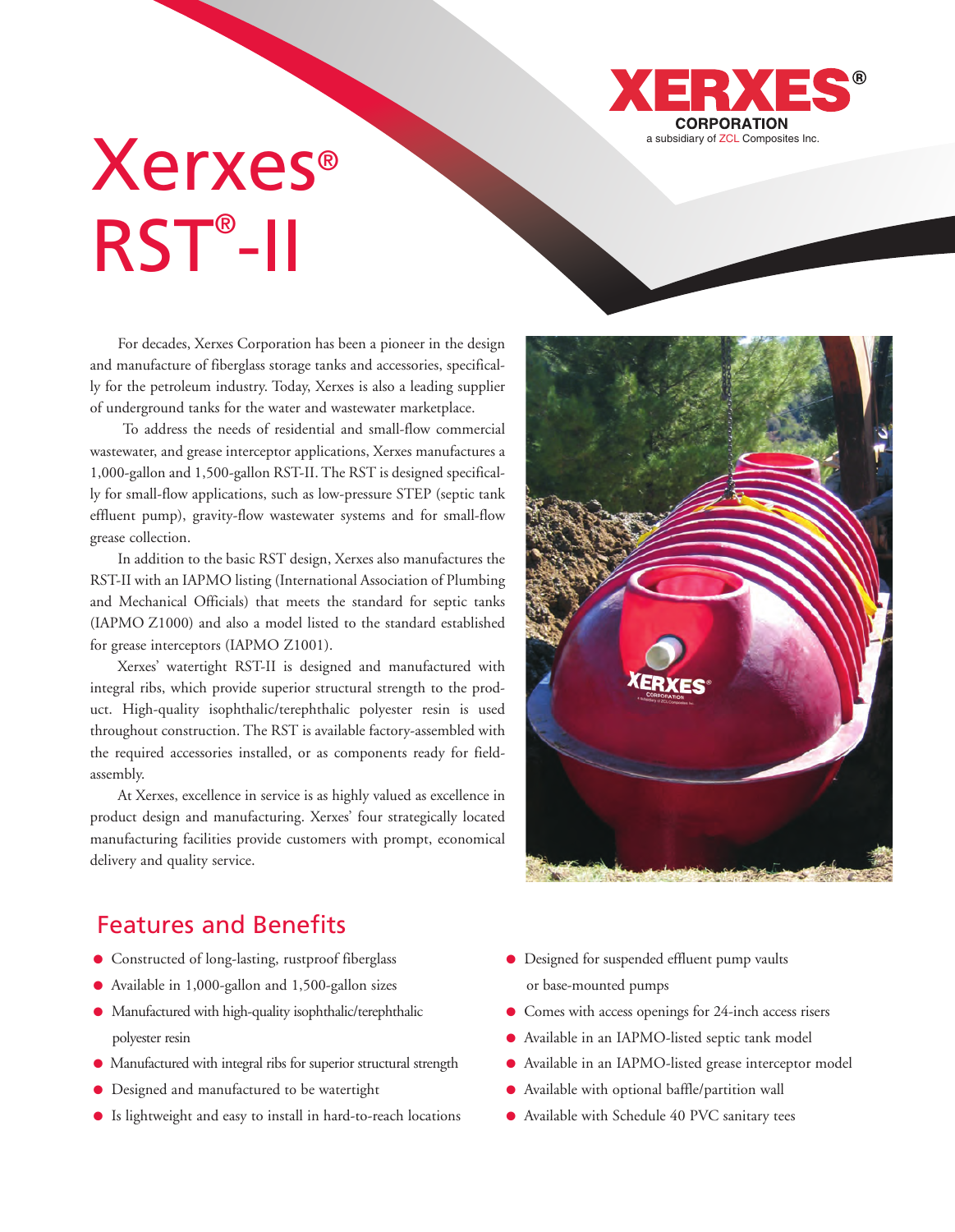# Xerxes® RST®-II

XERXES® CORPORATION
a subsidiary of ZCL Composites Inc.

For decades, Xerxes Corporation has been a pioneer in the design and manufacture of fiberglass storage tanks and accessories, specifically for the petroleum industry. Today, Xerxes is also a leading supplier of underground tanks for the water and wastewater marketplace.

To address the needs of residential and small-flow commercial wastewater, and grease interceptor applications, Xerxes manufactures a 1,000-gallon and 1,500-gallon RST-II. The RST is designed specifically for small-flow applications, such as low-pressure STEP (septic tank effluent pump), gravity-flow wastewater systems and for small-flow grease collection.

In addition to the basic RST design, Xerxes also manufactures the RST-II with an IAPMO listing (International Association of Plumbing and Mechanical Officials) that meets the standard for septic tanks (IAPMO Z1000) and also a model listed to the standard established for grease interceptors (IAPMO Z1001).

Xerxes' watertight RST-II is designed and manufactured with integral ribs, which provide superior structural strength to the product. High-quality isophthalic/terephthalic polyester resin is used throughout construction. The RST is available factory-assembled with the required accessories installed, or as components ready for field-assembly.

At Xerxes, excellence in service is as highly valued as excellence in product design and manufacturing. Xerxes' four strategically located manufacturing facilities provide customers with prompt, economical delivery and quality service.

## Features and Benefits

- Constructed of long-lasting, rustproof fiberglass
- Available in 1,000-gallon and 1,500-gallon sizes
- Manufactured with high-quality isophthalic/terephthalic polyester resin
- Manufactured with integral ribs for superior structural strength
- Designed and manufactured to be watertight
- Is lightweight and easy to install in hard-to-reach locations
- Designed for suspended effluent pump vaults or base-mounted pumps
- Comes with access openings for 24-inch access risers
- Available in an IAPMO-listed septic tank model
- Available in an IAPMO-listed grease interceptor model
- Available with optional baffle/partition wall
- Available with Schedule 40 PVC sanitary tees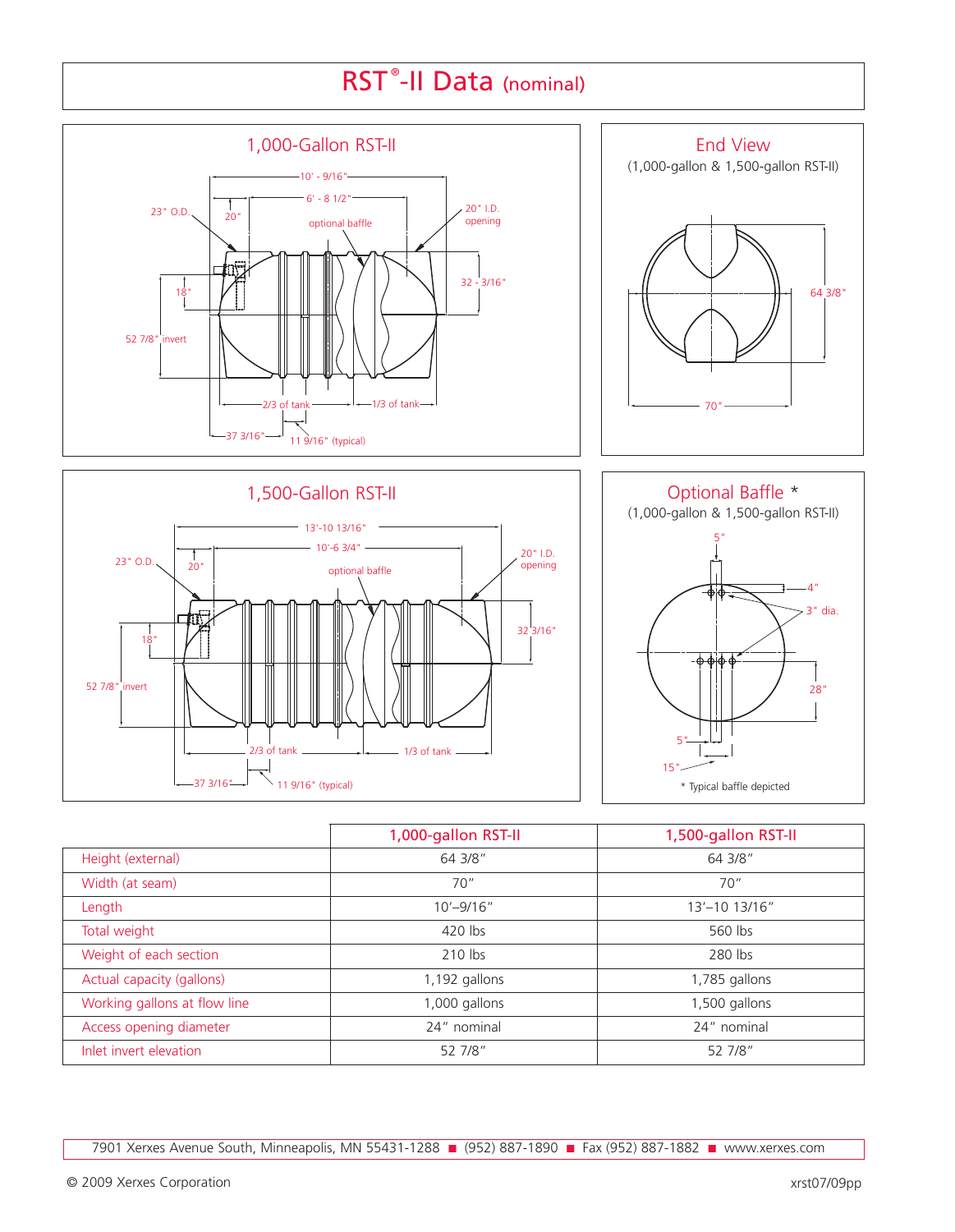# RST®-II Data (nominal)

## 1,000-Gallon RST-II

10' - 9/16"
6' - 8 1/2"
23" O.D.
20"
optional baffle
20" I.D. opening
32 - 3/16"
18"
52 7/8" invert
2/3 of tank
1/3 of tank
37 3/16"
11 9/16" (typical)

## End View

(1,000-gallon & 1,500-gallon RST-II)

64 3/8"
70"

## 1,500-Gallon RST-II

13'-10 13/16"
10'-6 3/4"
23" O.D.
20"
optional baffle
20" I.D. opening
32 3/16"
18"
52 7/8" invert
2/3 of tank
1/3 of tank
37 3/16"
11 9/16" (typical)

## Optional Baffle *

(1,000-gallon & 1,500-gallon RST-II)

5"
4"
3" dia.
28"
5"
15"

* Typical baffle depicted

| | 1,000-gallon RST-II | 1,500-gallon RST-II |
|---|---|---|
| Height (external) | 64 3/8″ | 64 3/8″ |
| Width (at seam) | 70″ | 70″ |
| Length | 10′–9/16″ | 13′–10 13/16″ |
| Total weight | 420 lbs | 560 lbs |
| Weight of each section | 210 lbs | 280 lbs |
| Actual capacity (gallons) | 1,192 gallons | 1,785 gallons |
| Working gallons at flow line | 1,000 gallons | 1,500 gallons |
| Access opening diameter | 24″ nominal | 24″ nominal |
| Inlet invert elevation | 52 7/8″ | 52 7/8″ |

7901 Xerxes Avenue South, Minneapolis, MN 55431-1288 ■ (952) 887-1890 ■ Fax (952) 887-1882 ■ www.xerxes.com

© 2009 Xerxes Corporation

xrst07/09pp